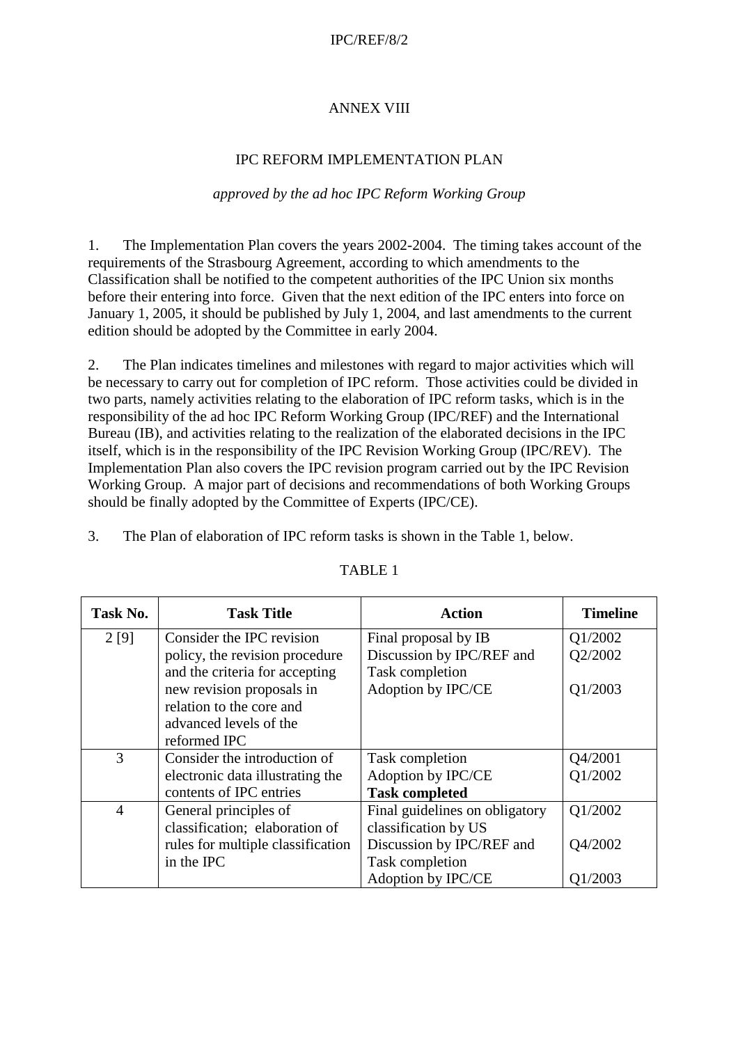ANNEX VIII

# IPC REFORM IMPLEMENTATION PLAN

*approved by the ad hoc IPC Reform Working Group*

1. The Implementation Plan covers the years 2002-2004. The timing takes account of the requirements of the Strasbourg Agreement, according to which amendments to the Classification shall be notified to the competent authorities of the IPC Union six months before their entering into force. Given that the next edition of the IPC enters into force on January 1, 2005, it should be published by July 1, 2004, and last amendments to the current edition should be adopted by the Committee in early 2004.

2. The Plan indicates timelines and milestones with regard to major activities which will be necessary to carry out for completion of IPC reform. Those activities could be divided in two parts, namely activities relating to the elaboration of IPC reform tasks, which is in the responsibility of the ad hoc IPC Reform Working Group (IPC/REF) and the International Bureau (IB), and activities relating to the realization of the elaborated decisions in the IPC itself, which is in the responsibility of the IPC Revision Working Group (IPC/REV). The Implementation Plan also covers the IPC revision program carried out by the IPC Revision Working Group. A major part of decisions and recommendations of both Working Groups should be finally adopted by the Committee of Experts (IPC/CE).

3. The Plan of elaboration of IPC reform tasks is shown in the Table 1, below.

TABLE 1

| Task No. | Task Title | Action | Timeline |
|---|---|---|---|
| 2 [9] | Consider the IPC revision policy, the revision procedure and the criteria for accepting new revision proposals in relation to the core and advanced levels of the reformed IPC | Final proposal by IB<br>Discussion by IPC/REF and Task completion<br>Adoption by IPC/CE | Q1/2002<br>Q2/2002<br><br>Q1/2003 |
| 3 | Consider the introduction of electronic data illustrating the contents of IPC entries | Task completion<br>Adoption by IPC/CE<br>**Task completed** | Q4/2001<br>Q1/2002 |
| 4 | General principles of classification; elaboration of rules for multiple classification in the IPC | Final guidelines on obligatory classification by US<br>Discussion by IPC/REF and Task completion<br>Adoption by IPC/CE | Q1/2002<br><br>Q4/2002<br><br>Q1/2003 |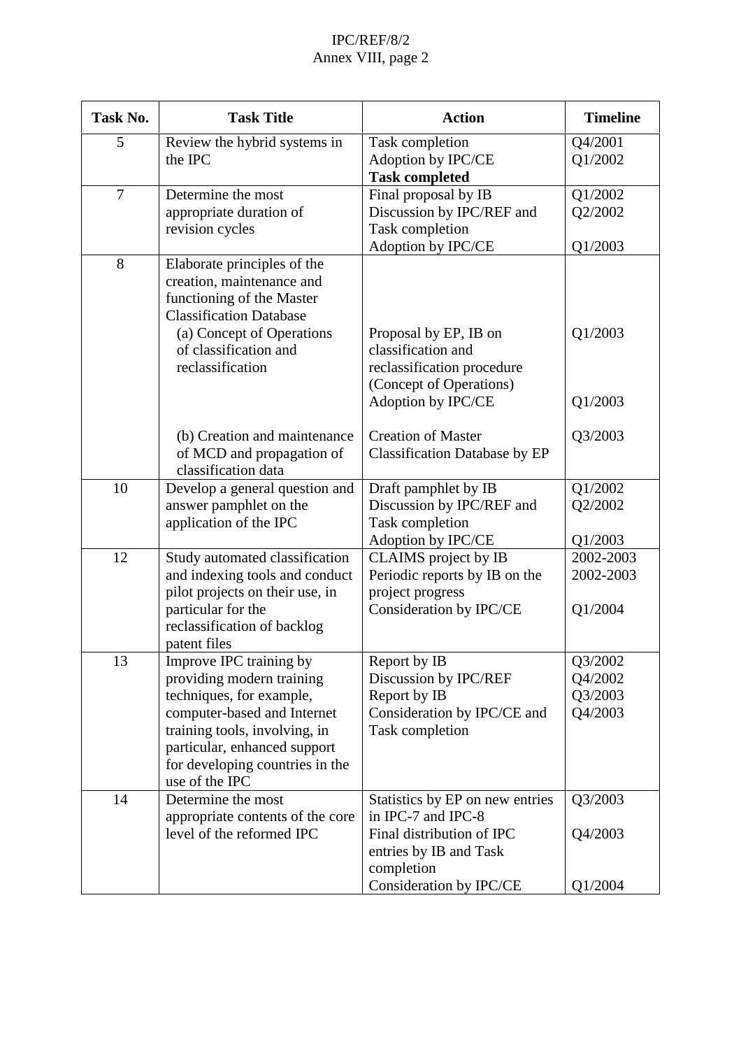| Task No. | Task Title | Action | Timeline |
|---|---|---|---|
| 5 | Review the hybrid systems in the IPC | Task completion<br>Adoption by IPC/CE<br>**Task completed** | Q4/2001<br>Q1/2002 |
| 7 | Determine the most appropriate duration of revision cycles | Final proposal by IB<br>Discussion by IPC/REF and Task completion<br>Adoption by IPC/CE | Q1/2002<br>Q2/2002<br><br>Q1/2003 |
| 8 | Elaborate principles of the creation, maintenance and functioning of the Master Classification Database<br>(a) Concept of Operations of classification and reclassification<br><br><br><br>(b) Creation and maintenance of MCD and propagation of classification data | <br><br><br><br>Proposal by EP, IB on classification and reclassification procedure (Concept of Operations)<br>Adoption by IPC/CE<br><br>Creation of Master Classification Database by EP | <br><br><br><br>Q1/2003<br><br><br><br>Q1/2003<br><br>Q3/2003 |
| 10 | Develop a general question and answer pamphlet on the application of the IPC | Draft pamphlet by IB<br>Discussion by IPC/REF and Task completion<br>Adoption by IPC/CE | Q1/2002<br>Q2/2002<br><br>Q1/2003 |
| 12 | Study automated classification and indexing tools and conduct pilot projects on their use, in particular for the reclassification of backlog patent files | CLAIMS project by IB<br>Periodic reports by IB on the project progress<br>Consideration by IPC/CE | 2002-2003<br>2002-2003<br><br>Q1/2004 |
| 13 | Improve IPC training by providing modern training techniques, for example, computer-based and Internet training tools, involving, in particular, enhanced support for developing countries in the use of the IPC | Report by IB<br>Discussion by IPC/REF<br>Report by IB<br>Consideration by IPC/CE and Task completion | Q3/2002<br>Q4/2002<br>Q3/2003<br>Q4/2003 |
| 14 | Determine the most appropriate contents of the core level of the reformed IPC | Statistics by EP on new entries in IPC-7 and IPC-8<br>Final distribution of IPC entries by IB and Task completion<br>Consideration by IPC/CE | Q3/2003<br><br>Q4/2003<br><br><br>Q1/2004 |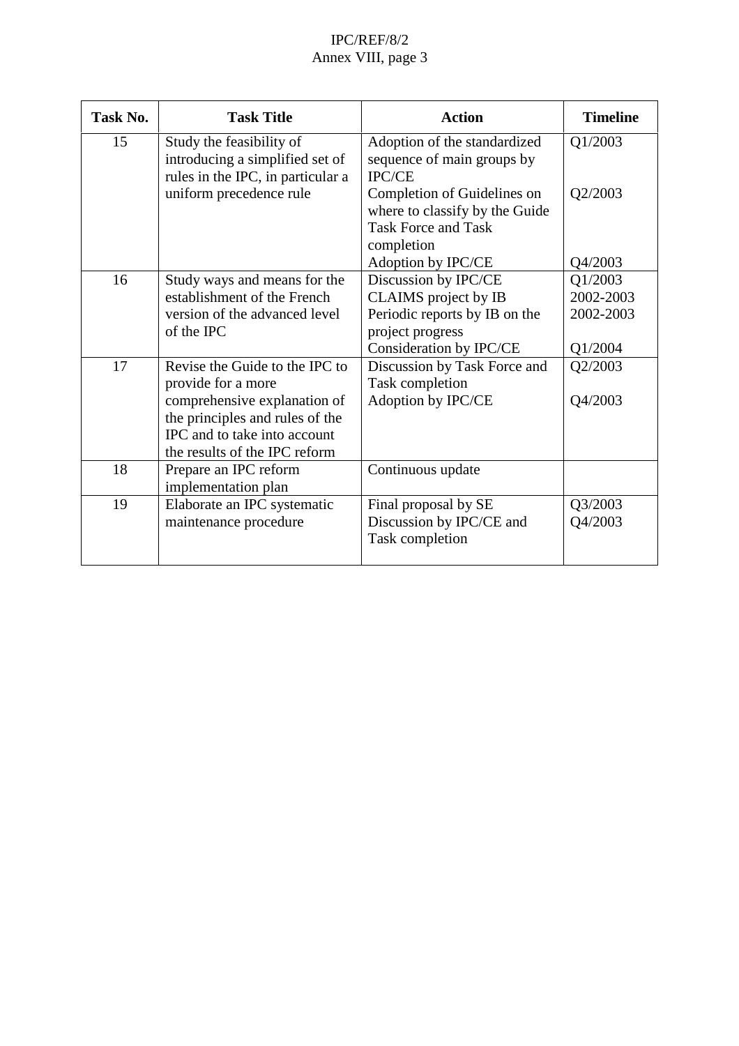| Task No. | Task Title | Action | Timeline |
| --- | --- | --- | --- |
| 15 | Study the feasibility of introducing a simplified set of rules in the IPC, in particular a uniform precedence rule | Adoption of the standardized sequence of main groups by IPC/CE<br>Completion of Guidelines on where to classify by the Guide Task Force and Task completion<br>Adoption by IPC/CE | Q1/2003<br><br>Q2/2003<br><br>Q4/2003 |
| 16 | Study ways and means for the establishment of the French version of the advanced level of the IPC | Discussion by IPC/CE<br>CLAIMS project by IB<br>Periodic reports by IB on the project progress<br>Consideration by IPC/CE | Q1/2003<br>2002-2003<br>2002-2003<br><br>Q1/2004 |
| 17 | Revise the Guide to the IPC to provide for a more comprehensive explanation of the principles and rules of the IPC and to take into account the results of the IPC reform | Discussion by Task Force and Task completion<br>Adoption by IPC/CE | Q2/2003<br><br>Q4/2003 |
| 18 | Prepare an IPC reform implementation plan | Continuous update | |
| 19 | Elaborate an IPC systematic maintenance procedure | Final proposal by SE<br>Discussion by IPC/CE and Task completion | Q3/2003<br>Q4/2003 |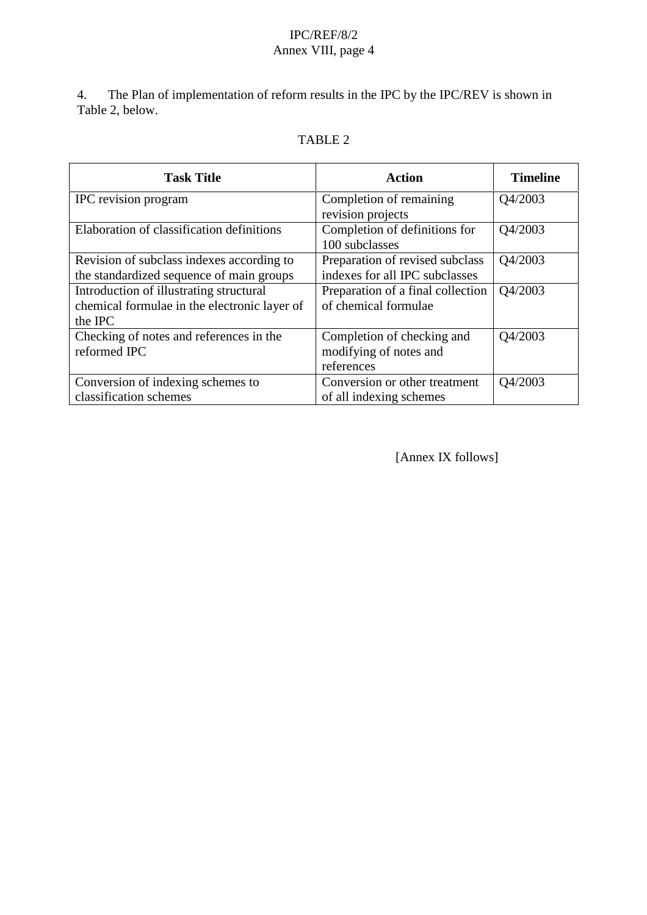4. The Plan of implementation of reform results in the IPC by the IPC/REV is shown in Table 2, below.

TABLE 2

| **Task Title** | **Action** | **Timeline** |
|---|---|---|
| IPC revision program | Completion of remaining revision projects | Q4/2003 |
| Elaboration of classification definitions | Completion of definitions for 100 subclasses | Q4/2003 |
| Revision of subclass indexes according to the standardized sequence of main groups | Preparation of revised subclass indexes for all IPC subclasses | Q4/2003 |
| Introduction of illustrating structural chemical formulae in the electronic layer of the IPC | Preparation of a final collection of chemical formulae | Q4/2003 |
| Checking of notes and references in the reformed IPC | Completion of checking and modifying of notes and references | Q4/2003 |
| Conversion of indexing schemes to classification schemes | Conversion or other treatment of all indexing schemes | Q4/2003 |

[Annex IX follows]